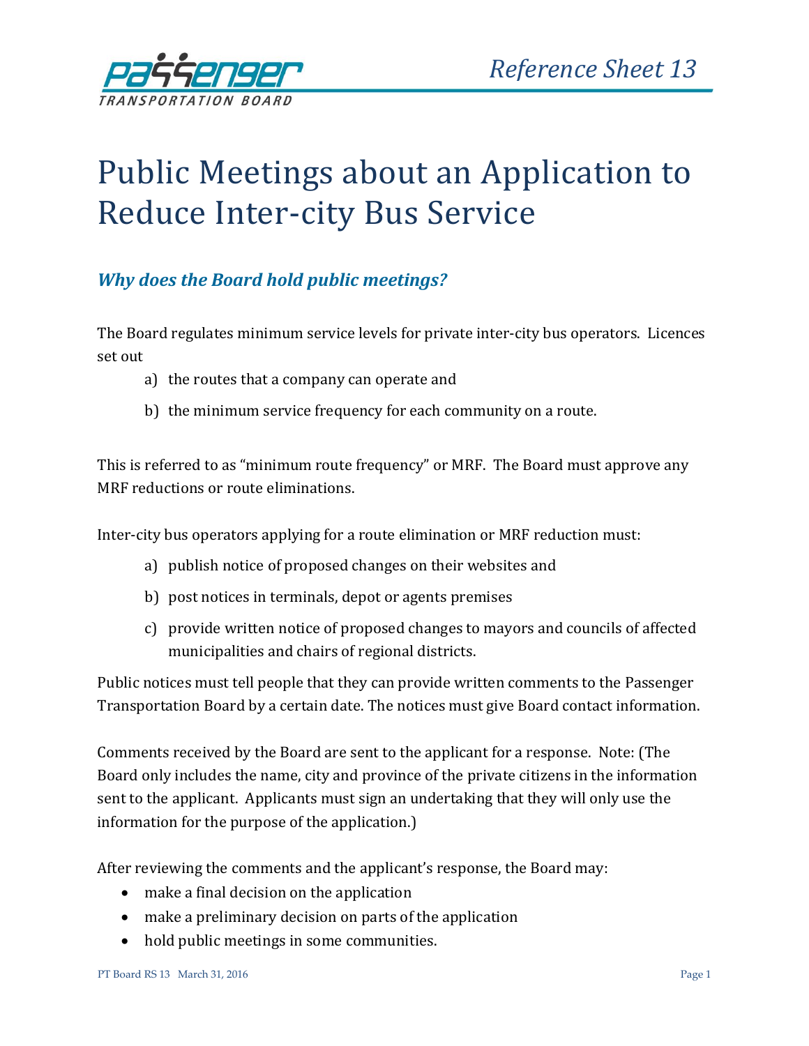# Public Meetings about an Application to Reduce Inter-city Bus Service

## *Why does the Board hold public meetings?*

The Board regulates minimum service levels for private inter-city bus operators. Licences set out

a) the routes that a company can operate and

b) the minimum service frequency for each community on a route.

This is referred to as "minimum route frequency" or MRF. The Board must approve any MRF reductions or route eliminations.

Inter-city bus operators applying for a route elimination or MRF reduction must:

a) publish notice of proposed changes on their websites and

b) post notices in terminals, depot or agents premises

c) provide written notice of proposed changes to mayors and councils of affected municipalities and chairs of regional districts.

Public notices must tell people that they can provide written comments to the Passenger Transportation Board by a certain date. The notices must give Board contact information.

Comments received by the Board are sent to the applicant for a response. Note: (The Board only includes the name, city and province of the private citizens in the information sent to the applicant. Applicants must sign an undertaking that they will only use the information for the purpose of the application.)

After reviewing the comments and the applicant's response, the Board may:

- make a final decision on the application
- make a preliminary decision on parts of the application
- hold public meetings in some communities.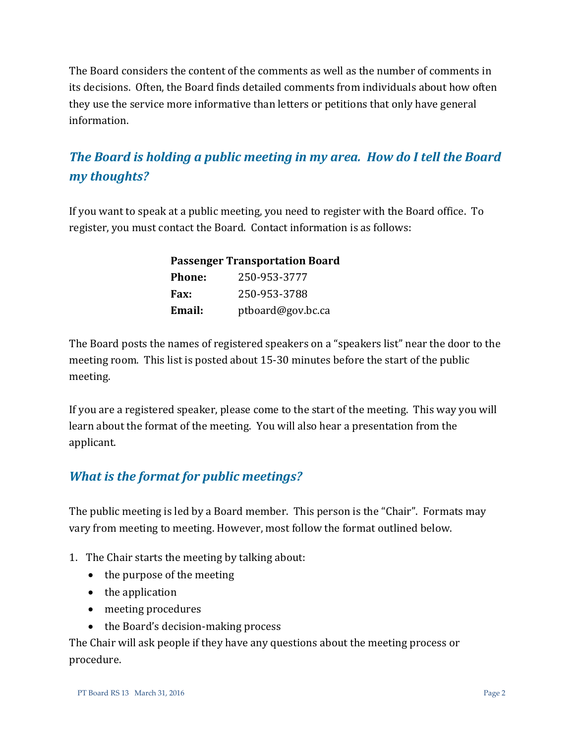The Board considers the content of the comments as well as the number of comments in its decisions. Often, the Board finds detailed comments from individuals about how often they use the service more informative than letters or petitions that only have general information.

## *The Board is holding a public meeting in my area. How do I tell the Board my thoughts?*

If you want to speak at a public meeting, you need to register with the Board office. To register, you must contact the Board. Contact information is as follows:

**Passenger Transportation Board**
**Phone:** 250-953-3777
**Fax:** 250-953-3788
**Email:** ptboard@gov.bc.ca

The Board posts the names of registered speakers on a "speakers list" near the door to the meeting room. This list is posted about 15-30 minutes before the start of the public meeting.

If you are a registered speaker, please come to the start of the meeting. This way you will learn about the format of the meeting. You will also hear a presentation from the applicant.

## *What is the format for public meetings?*

The public meeting is led by a Board member. This person is the "Chair". Formats may vary from meeting to meeting. However, most follow the format outlined below.

1. The Chair starts the meeting by talking about:
   - the purpose of the meeting
   - the application
   - meeting procedures
   - the Board's decision-making process

The Chair will ask people if they have any questions about the meeting process or procedure.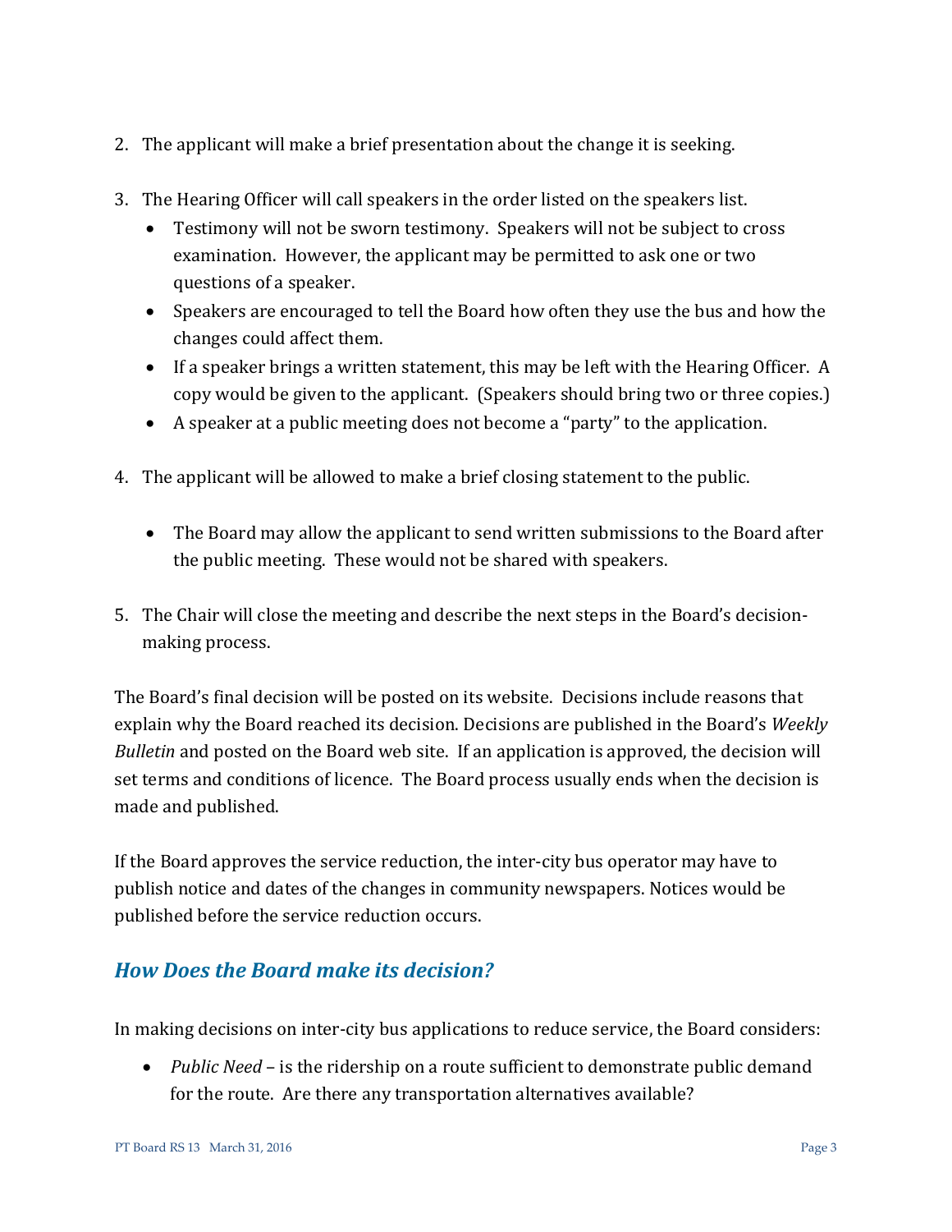2. The applicant will make a brief presentation about the change it is seeking.

3. The Hearing Officer will call speakers in the order listed on the speakers list.
    - Testimony will not be sworn testimony. Speakers will not be subject to cross examination. However, the applicant may be permitted to ask one or two questions of a speaker.
    - Speakers are encouraged to tell the Board how often they use the bus and how the changes could affect them.
    - If a speaker brings a written statement, this may be left with the Hearing Officer. A copy would be given to the applicant. (Speakers should bring two or three copies.)
    - A speaker at a public meeting does not become a "party" to the application.

4. The applicant will be allowed to make a brief closing statement to the public.

    - The Board may allow the applicant to send written submissions to the Board after the public meeting. These would not be shared with speakers.

5. The Chair will close the meeting and describe the next steps in the Board's decision-making process.

The Board's final decision will be posted on its website. Decisions include reasons that explain why the Board reached its decision. Decisions are published in the Board's *Weekly Bulletin* and posted on the Board web site. If an application is approved, the decision will set terms and conditions of licence. The Board process usually ends when the decision is made and published.

If the Board approves the service reduction, the inter-city bus operator may have to publish notice and dates of the changes in community newspapers. Notices would be published before the service reduction occurs.

## *How Does the Board make its decision?*

In making decisions on inter-city bus applications to reduce service, the Board considers:

- *Public Need* – is the ridership on a route sufficient to demonstrate public demand for the route. Are there any transportation alternatives available?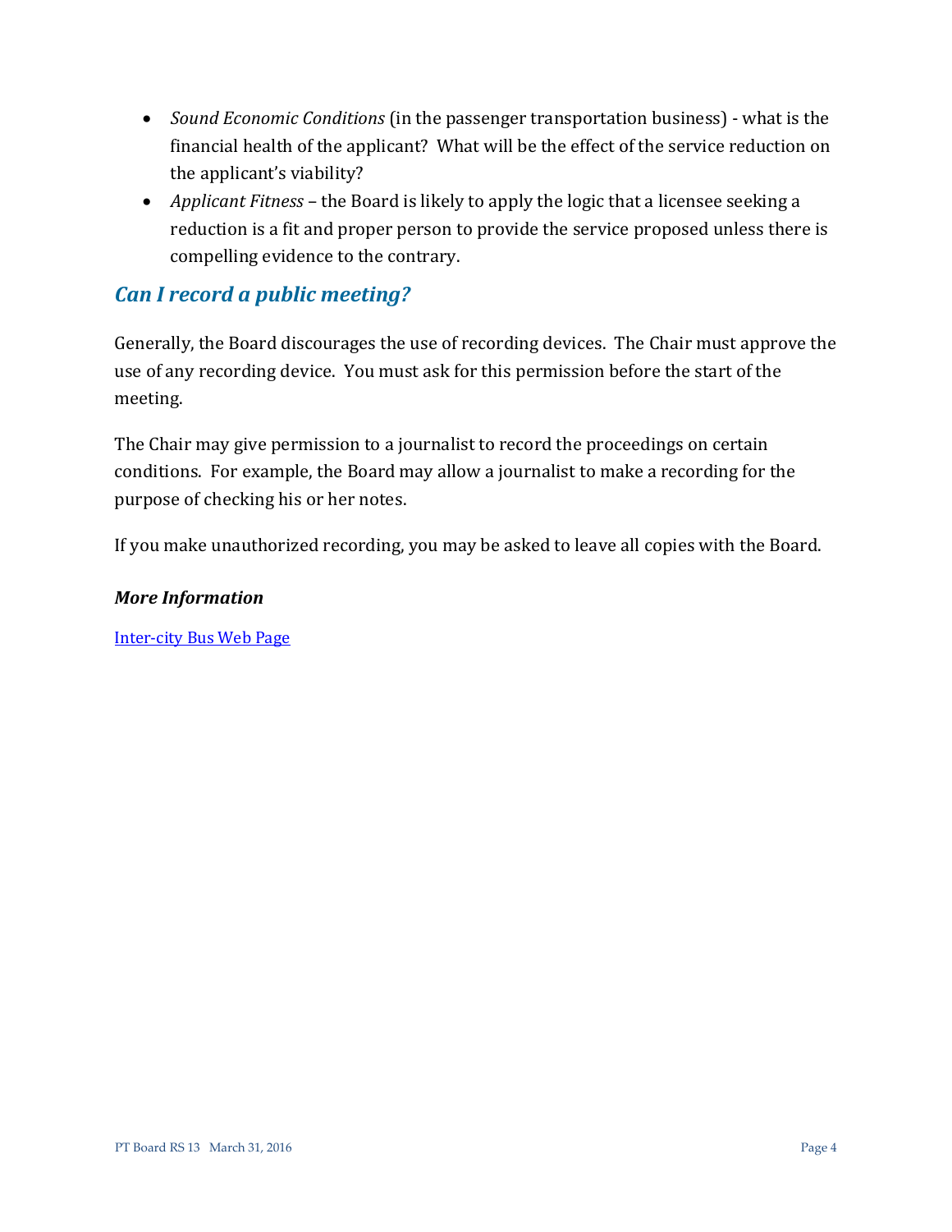- *Sound Economic Conditions* (in the passenger transportation business) - what is the financial health of the applicant? What will be the effect of the service reduction on the applicant's viability?
- *Applicant Fitness* – the Board is likely to apply the logic that a licensee seeking a reduction is a fit and proper person to provide the service proposed unless there is compelling evidence to the contrary.

## *Can I record a public meeting?*

Generally, the Board discourages the use of recording devices. The Chair must approve the use of any recording device. You must ask for this permission before the start of the meeting.

The Chair may give permission to a journalist to record the proceedings on certain conditions. For example, the Board may allow a journalist to make a recording for the purpose of checking his or her notes.

If you make unauthorized recording, you may be asked to leave all copies with the Board.

### ***More Information***

Inter-city Bus Web Page